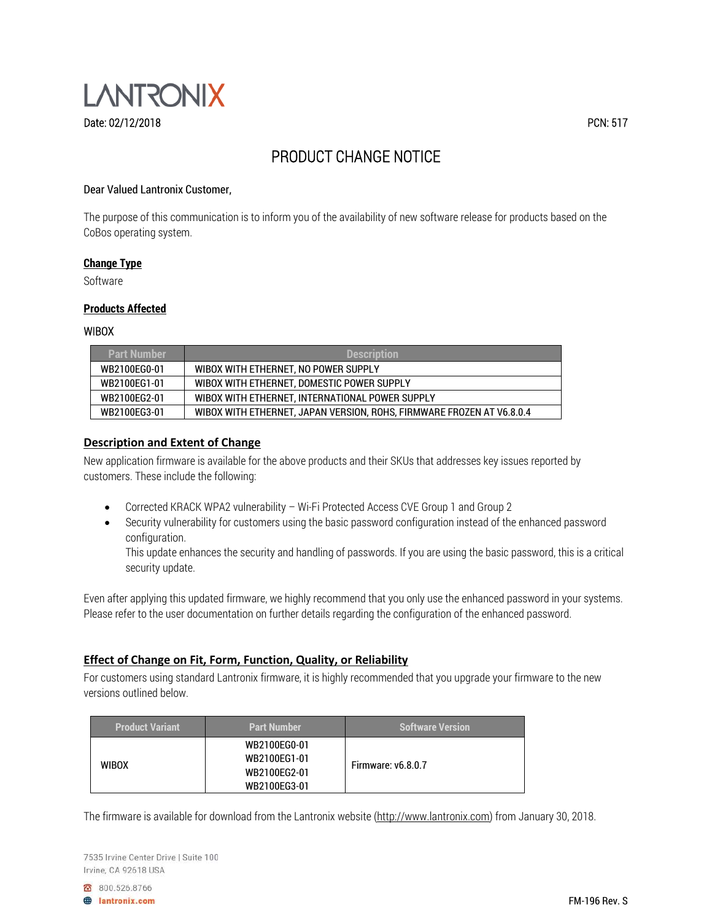LANTRONIX

Date: 02/12/2018

PCN: 517

# PRODUCT CHANGE NOTICE

Dear Valued Lantronix Customer,

The purpose of this communication is to inform you of the availability of new software release for products based on the CoBos operating system.

## Change Type

Software

## Products Affected

WIBOX

| Part Number | Description |
|---|---|
| WB2100EG0-01 | WIBOX WITH ETHERNET, NO POWER SUPPLY |
| WB2100EG1-01 | WIBOX WITH ETHERNET, DOMESTIC POWER SUPPLY |
| WB2100EG2-01 | WIBOX WITH ETHERNET, INTERNATIONAL POWER SUPPLY |
| WB2100EG3-01 | WIBOX WITH ETHERNET, JAPAN VERSION, ROHS, FIRMWARE FROZEN AT V6.8.0.4 |

## Description and Extent of Change

New application firmware is available for the above products and their SKUs that addresses key issues reported by customers. These include the following:

- Corrected KRACK WPA2 vulnerability – Wi-Fi Protected Access CVE Group 1 and Group 2
- Security vulnerability for customers using the basic password configuration instead of the enhanced password configuration.
  This update enhances the security and handling of passwords. If you are using the basic password, this is a critical security update.

Even after applying this updated firmware, we highly recommend that you only use the enhanced password in your systems. Please refer to the user documentation on further details regarding the configuration of the enhanced password.

## Effect of Change on Fit, Form, Function, Quality, or Reliability

For customers using standard Lantronix firmware, it is highly recommended that you upgrade your firmware to the new versions outlined below.

| Product Variant | Part Number | Software Version |
|---|---|---|
| WIBOX | WB2100EG0-01<br>WB2100EG1-01<br>WB2100EG2-01<br>WB2100EG3-01 | Firmware: v6.8.0.7 |

The firmware is available for download from the Lantronix website (http://www.lantronix.com) from January 30, 2018.

7535 Irvine Center Drive | Suite 100
Irvine, CA 92618 USA

800.526.8766
lantronix.com

FM-196 Rev. S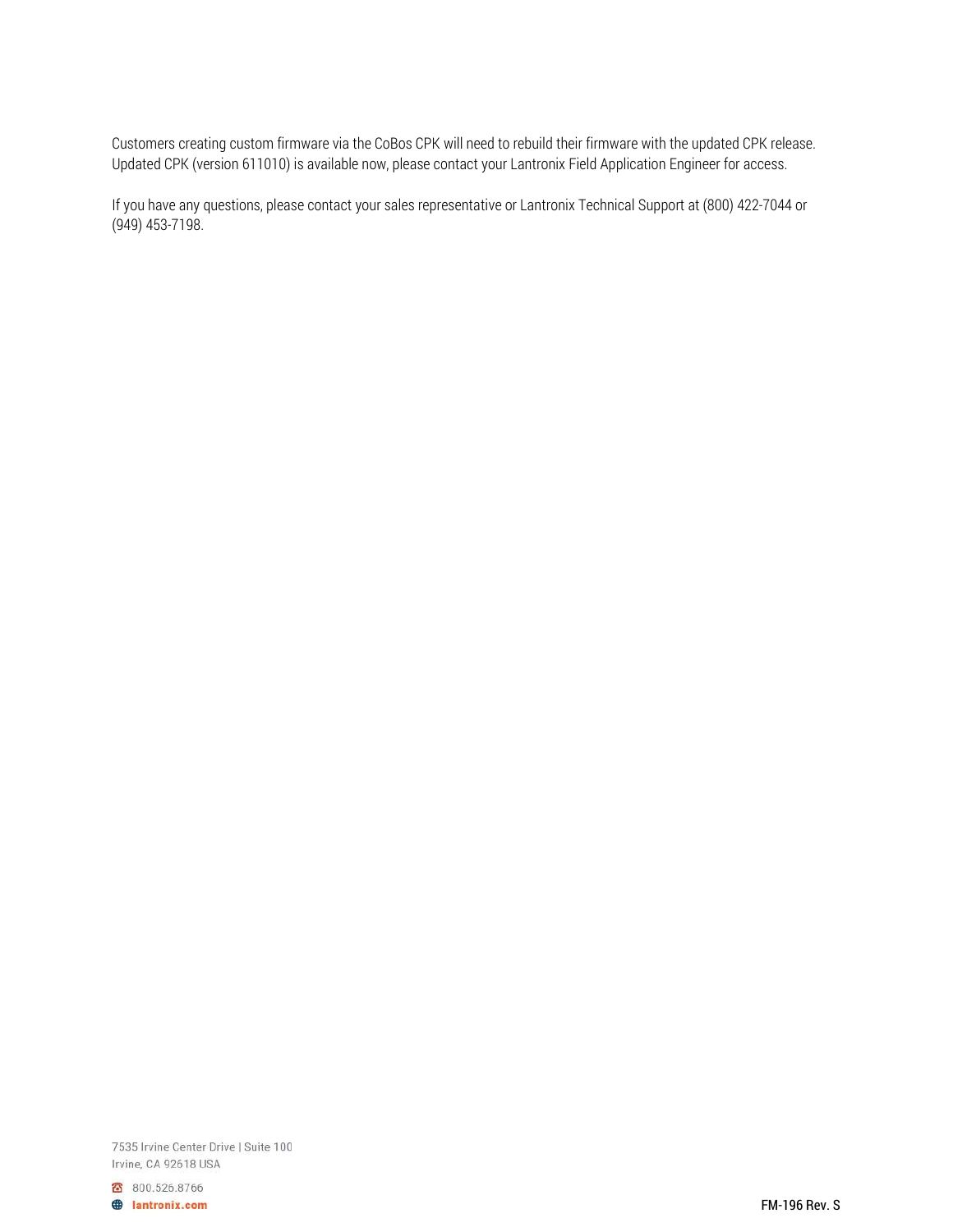Customers creating custom firmware via the CoBos CPK will need to rebuild their firmware with the updated CPK release. Updated CPK (version 611010) is available now, please contact your Lantronix Field Application Engineer for access.

If you have any questions, please contact your sales representative or Lantronix Technical Support at (800) 422-7044 or (949) 453-7198.